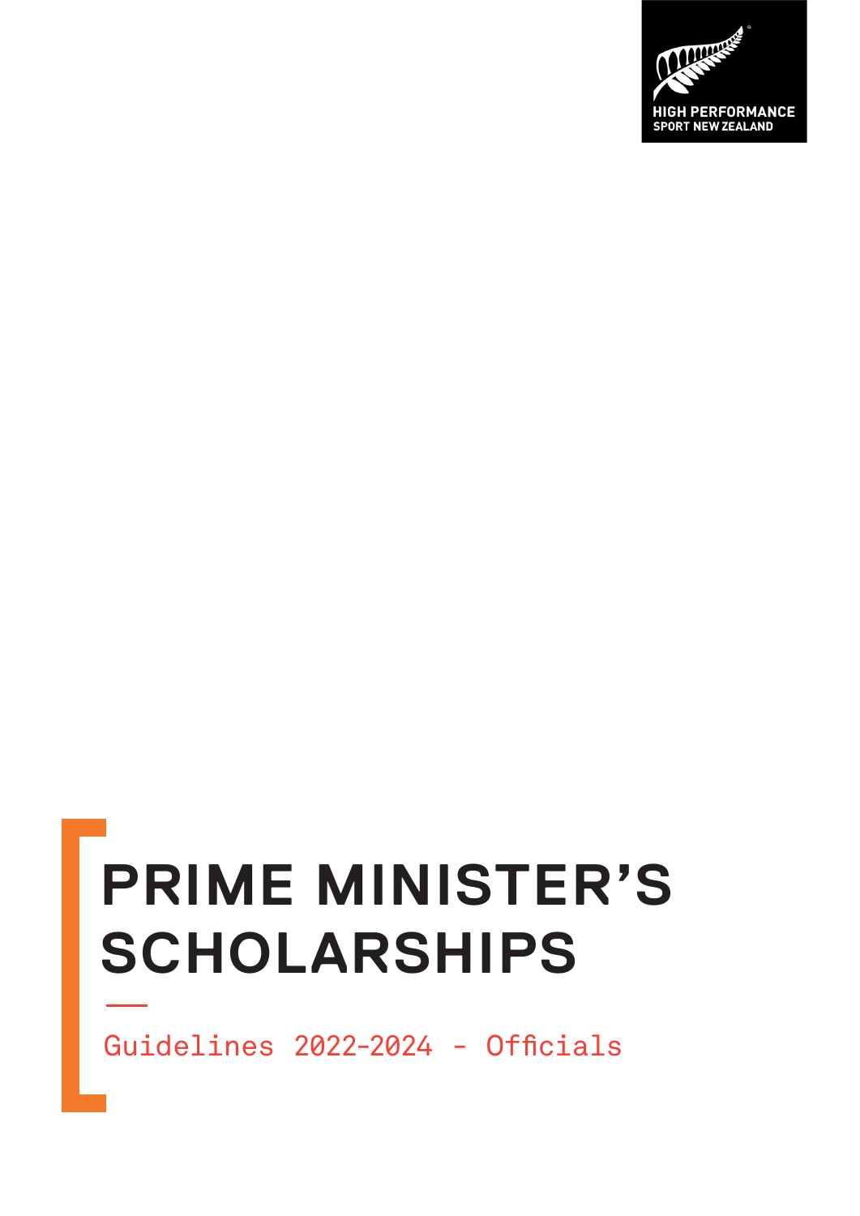HIGH PERFORMANCE
SPORT NEW ZEALAND

# PRIME MINISTER'S SCHOLARSHIPS

Guidelines 2022-2024 - Officials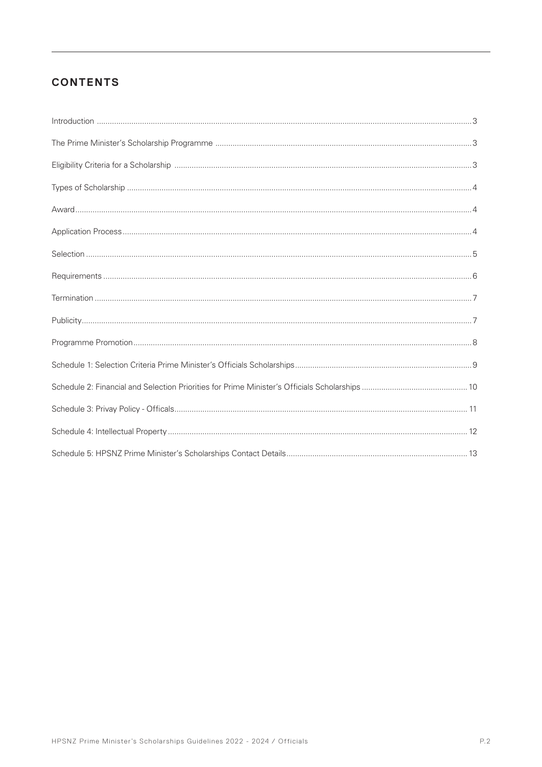## CONTENTS

| | |
|---|---|
| Introduction | 3 |
| The Prime Minister's Scholarship Programme | 3 |
| Eligibility Criteria for a Scholarship | 3 |
| Types of Scholarship | 4 |
| Award | 4 |
| Application Process | 4 |
| Selection | 5 |
| Requirements | 6 |
| Termination | 7 |
| Publicity | 7 |
| Programme Promotion | 8 |
| Schedule 1: Selection Criteria Prime Minister's Officials Scholarships | 9 |
| Schedule 2: Financial and Selection Priorities for Prime Minister's Officials Scholarships | 10 |
| Schedule 3: Privay Policy - Officals | 11 |
| Schedule 4: Intellectual Property | 12 |
| Schedule 5: HPSNZ Prime Minister's Scholarships Contact Details | 13 |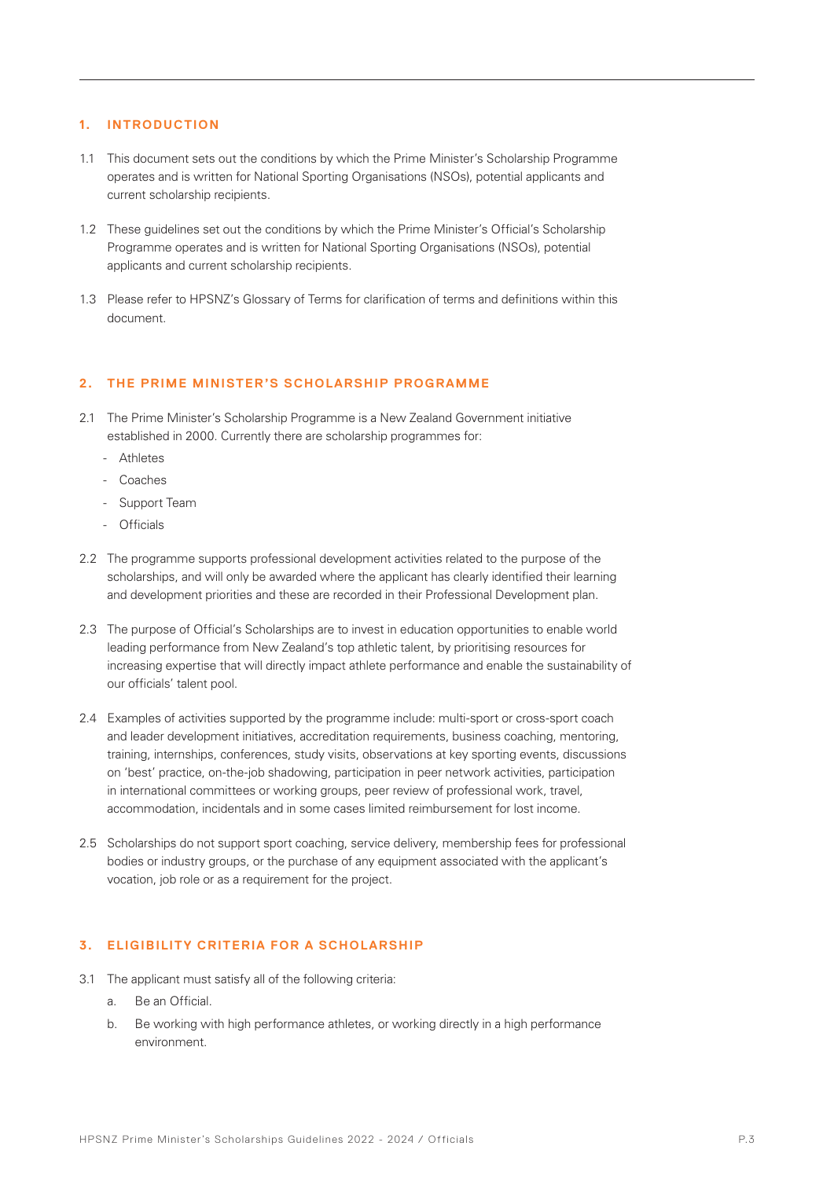## 1. INTRODUCTION

1.1 This document sets out the conditions by which the Prime Minister's Scholarship Programme operates and is written for National Sporting Organisations (NSOs), potential applicants and current scholarship recipients.

1.2 These guidelines set out the conditions by which the Prime Minister's Official's Scholarship Programme operates and is written for National Sporting Organisations (NSOs), potential applicants and current scholarship recipients.

1.3 Please refer to HPSNZ's Glossary of Terms for clarification of terms and definitions within this document.

## 2. THE PRIME MINISTER'S SCHOLARSHIP PROGRAMME

2.1 The Prime Minister's Scholarship Programme is a New Zealand Government initiative established in 2000. Currently there are scholarship programmes for:

- Athletes
- Coaches
- Support Team
- Officials

2.2 The programme supports professional development activities related to the purpose of the scholarships, and will only be awarded where the applicant has clearly identified their learning and development priorities and these are recorded in their Professional Development plan.

2.3 The purpose of Official's Scholarships are to invest in education opportunities to enable world leading performance from New Zealand's top athletic talent, by prioritising resources for increasing expertise that will directly impact athlete performance and enable the sustainability of our officials' talent pool.

2.4 Examples of activities supported by the programme include: multi-sport or cross-sport coach and leader development initiatives, accreditation requirements, business coaching, mentoring, training, internships, conferences, study visits, observations at key sporting events, discussions on 'best' practice, on-the-job shadowing, participation in peer network activities, participation in international committees or working groups, peer review of professional work, travel, accommodation, incidentals and in some cases limited reimbursement for lost income.

2.5 Scholarships do not support sport coaching, service delivery, membership fees for professional bodies or industry groups, or the purchase of any equipment associated with the applicant's vocation, job role or as a requirement for the project.

## 3. ELIGIBILITY CRITERIA FOR A SCHOLARSHIP

3.1 The applicant must satisfy all of the following criteria:

a. Be an Official.

b. Be working with high performance athletes, or working directly in a high performance environment.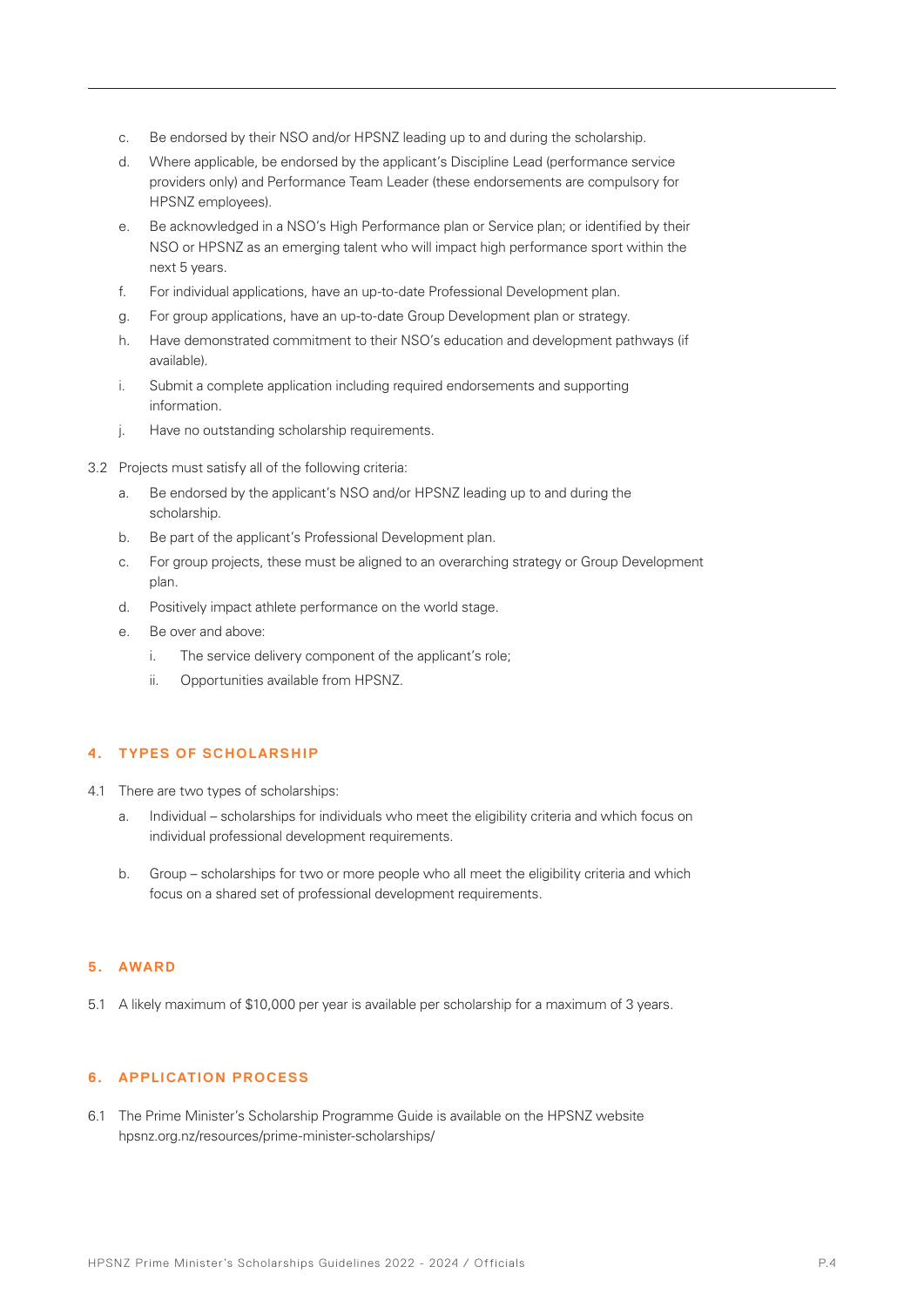c. Be endorsed by their NSO and/or HPSNZ leading up to and during the scholarship.

d. Where applicable, be endorsed by the applicant's Discipline Lead (performance service providers only) and Performance Team Leader (these endorsements are compulsory for HPSNZ employees).

e. Be acknowledged in a NSO's High Performance plan or Service plan; or identified by their NSO or HPSNZ as an emerging talent who will impact high performance sport within the next 5 years.

f. For individual applications, have an up-to-date Professional Development plan.

g. For group applications, have an up-to-date Group Development plan or strategy.

h. Have demonstrated commitment to their NSO's education and development pathways (if available).

i. Submit a complete application including required endorsements and supporting information.

j. Have no outstanding scholarship requirements.

3.2 Projects must satisfy all of the following criteria:

a. Be endorsed by the applicant's NSO and/or HPSNZ leading up to and during the scholarship.

b. Be part of the applicant's Professional Development plan.

c. For group projects, these must be aligned to an overarching strategy or Group Development plan.

d. Positively impact athlete performance on the world stage.

e. Be over and above:

   i. The service delivery component of the applicant's role;

   ii. Opportunities available from HPSNZ.

## 4. TYPES OF SCHOLARSHIP

4.1 There are two types of scholarships:

a. Individual – scholarships for individuals who meet the eligibility criteria and which focus on individual professional development requirements.

b. Group – scholarships for two or more people who all meet the eligibility criteria and which focus on a shared set of professional development requirements.

## 5. AWARD

5.1 A likely maximum of $10,000 per year is available per scholarship for a maximum of 3 years.

## 6. APPLICATION PROCESS

6.1 The Prime Minister's Scholarship Programme Guide is available on the HPSNZ website hpsnz.org.nz/resources/prime-minister-scholarships/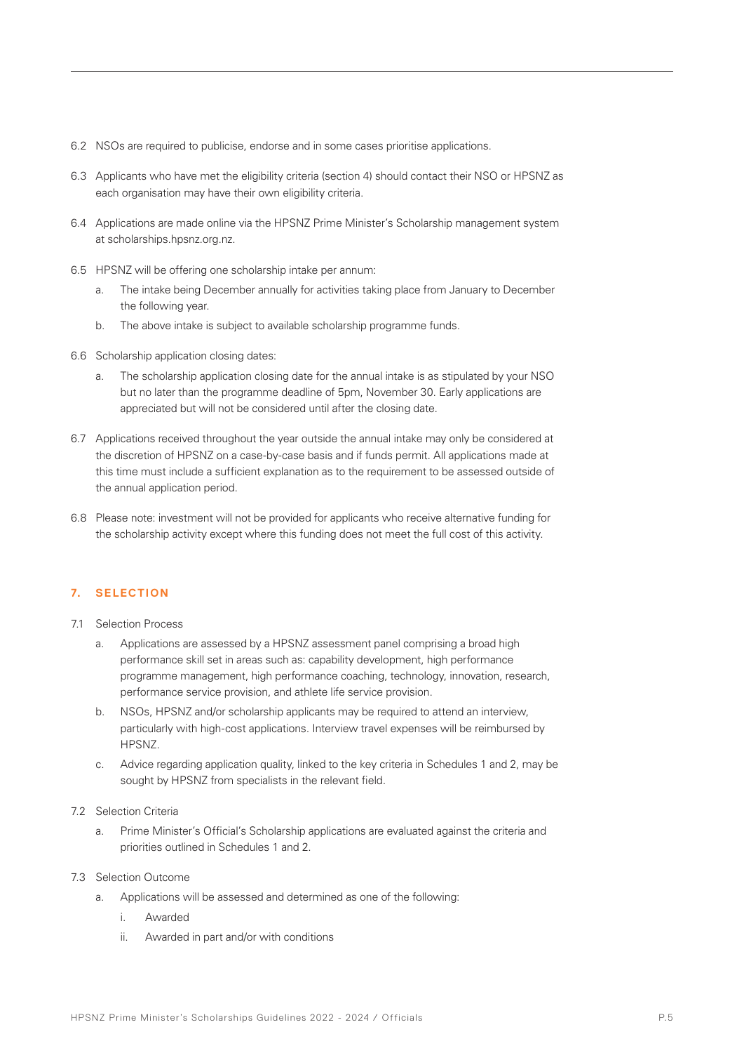6.2 NSOs are required to publicise, endorse and in some cases prioritise applications.

6.3 Applicants who have met the eligibility criteria (section 4) should contact their NSO or HPSNZ as each organisation may have their own eligibility criteria.

6.4 Applications are made online via the HPSNZ Prime Minister's Scholarship management system at scholarships.hpsnz.org.nz.

6.5 HPSNZ will be offering one scholarship intake per annum:

   a. The intake being December annually for activities taking place from January to December the following year.

   b. The above intake is subject to available scholarship programme funds.

6.6 Scholarship application closing dates:

   a. The scholarship application closing date for the annual intake is as stipulated by your NSO but no later than the programme deadline of 5pm, November 30. Early applications are appreciated but will not be considered until after the closing date.

6.7 Applications received throughout the year outside the annual intake may only be considered at the discretion of HPSNZ on a case-by-case basis and if funds permit. All applications made at this time must include a sufficient explanation as to the requirement to be assessed outside of the annual application period.

6.8 Please note: investment will not be provided for applicants who receive alternative funding for the scholarship activity except where this funding does not meet the full cost of this activity.

## 7. SELECTION

7.1 Selection Process

   a. Applications are assessed by a HPSNZ assessment panel comprising a broad high performance skill set in areas such as: capability development, high performance programme management, high performance coaching, technology, innovation, research, performance service provision, and athlete life service provision.

   b. NSOs, HPSNZ and/or scholarship applicants may be required to attend an interview, particularly with high-cost applications. Interview travel expenses will be reimbursed by HPSNZ.

   c. Advice regarding application quality, linked to the key criteria in Schedules 1 and 2, may be sought by HPSNZ from specialists in the relevant field.

7.2 Selection Criteria

   a. Prime Minister's Official's Scholarship applications are evaluated against the criteria and priorities outlined in Schedules 1 and 2.

7.3 Selection Outcome

   a. Applications will be assessed and determined as one of the following:

      i. Awarded

      ii. Awarded in part and/or with conditions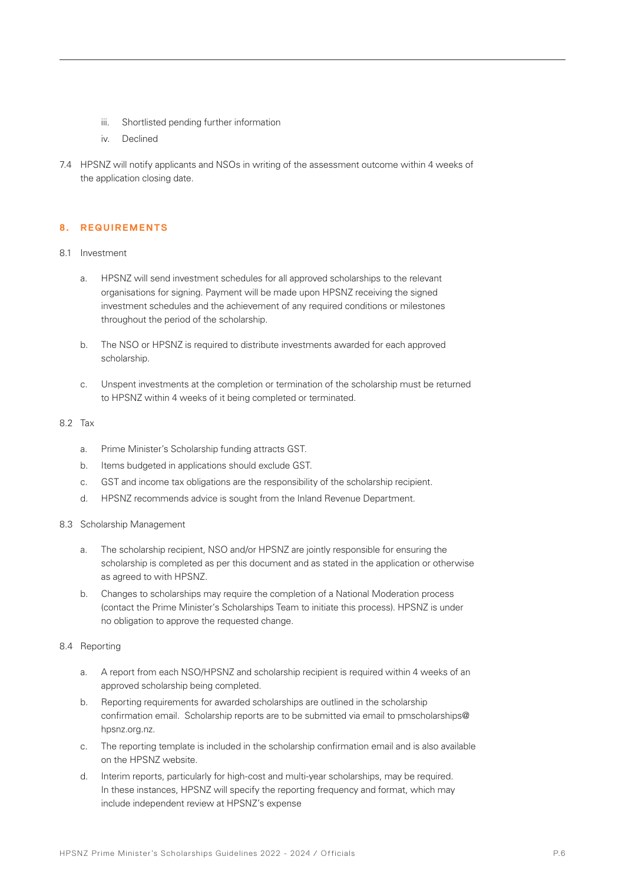iii. Shortlisted pending further information

iv. Declined

7.4 HPSNZ will notify applicants and NSOs in writing of the assessment outcome within 4 weeks of the application closing date.

## 8. REQUIREMENTS

8.1 Investment

a. HPSNZ will send investment schedules for all approved scholarships to the relevant organisations for signing. Payment will be made upon HPSNZ receiving the signed investment schedules and the achievement of any required conditions or milestones throughout the period of the scholarship.

b. The NSO or HPSNZ is required to distribute investments awarded for each approved scholarship.

c. Unspent investments at the completion or termination of the scholarship must be returned to HPSNZ within 4 weeks of it being completed or terminated.

8.2 Tax

a. Prime Minister's Scholarship funding attracts GST.

b. Items budgeted in applications should exclude GST.

c. GST and income tax obligations are the responsibility of the scholarship recipient.

d. HPSNZ recommends advice is sought from the Inland Revenue Department.

8.3 Scholarship Management

a. The scholarship recipient, NSO and/or HPSNZ are jointly responsible for ensuring the scholarship is completed as per this document and as stated in the application or otherwise as agreed to with HPSNZ.

b. Changes to scholarships may require the completion of a National Moderation process (contact the Prime Minister's Scholarships Team to initiate this process). HPSNZ is under no obligation to approve the requested change.

8.4 Reporting

a. A report from each NSO/HPSNZ and scholarship recipient is required within 4 weeks of an approved scholarship being completed.

b. Reporting requirements for awarded scholarships are outlined in the scholarship confirmation email. Scholarship reports are to be submitted via email to pmscholarships@hpsnz.org.nz.

c. The reporting template is included in the scholarship confirmation email and is also available on the HPSNZ website.

d. Interim reports, particularly for high-cost and multi-year scholarships, may be required. In these instances, HPSNZ will specify the reporting frequency and format, which may include independent review at HPSNZ's expense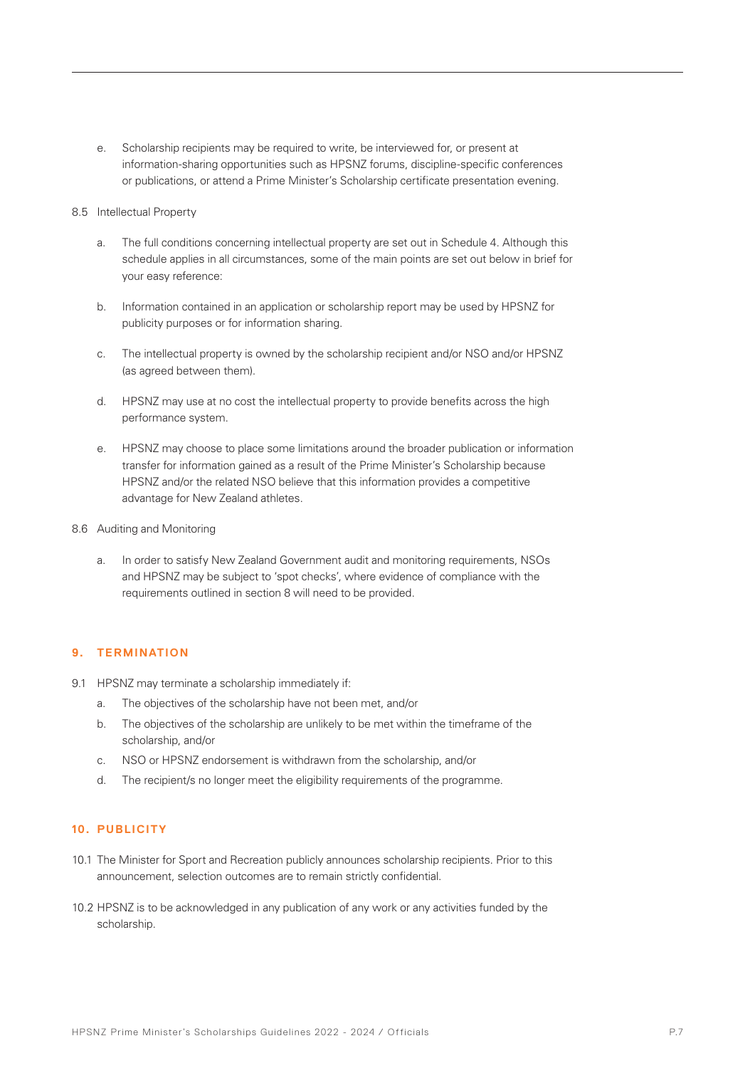e. Scholarship recipients may be required to write, be interviewed for, or present at information-sharing opportunities such as HPSNZ forums, discipline-specific conferences or publications, or attend a Prime Minister's Scholarship certificate presentation evening.

8.5 Intellectual Property

a. The full conditions concerning intellectual property are set out in Schedule 4. Although this schedule applies in all circumstances, some of the main points are set out below in brief for your easy reference:

b. Information contained in an application or scholarship report may be used by HPSNZ for publicity purposes or for information sharing.

c. The intellectual property is owned by the scholarship recipient and/or NSO and/or HPSNZ (as agreed between them).

d. HPSNZ may use at no cost the intellectual property to provide benefits across the high performance system.

e. HPSNZ may choose to place some limitations around the broader publication or information transfer for information gained as a result of the Prime Minister's Scholarship because HPSNZ and/or the related NSO believe that this information provides a competitive advantage for New Zealand athletes.

8.6 Auditing and Monitoring

a. In order to satisfy New Zealand Government audit and monitoring requirements, NSOs and HPSNZ may be subject to 'spot checks', where evidence of compliance with the requirements outlined in section 8 will need to be provided.

## 9. TERMINATION

9.1 HPSNZ may terminate a scholarship immediately if:

a. The objectives of the scholarship have not been met, and/or

b. The objectives of the scholarship are unlikely to be met within the timeframe of the scholarship, and/or

c. NSO or HPSNZ endorsement is withdrawn from the scholarship, and/or

d. The recipient/s no longer meet the eligibility requirements of the programme.

## 10. PUBLICITY

10.1 The Minister for Sport and Recreation publicly announces scholarship recipients. Prior to this announcement, selection outcomes are to remain strictly confidential.

10.2 HPSNZ is to be acknowledged in any publication of any work or any activities funded by the scholarship.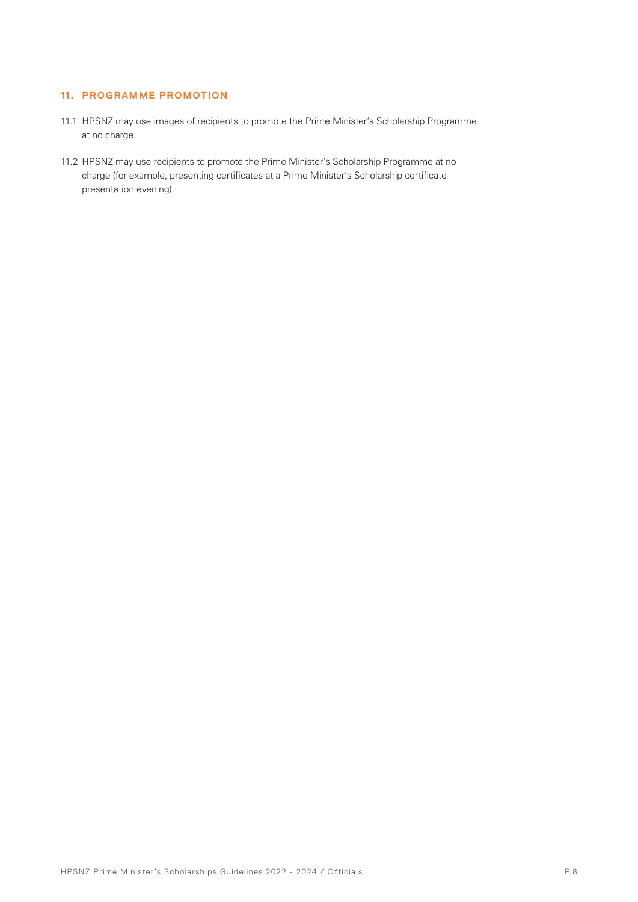## 11. PROGRAMME PROMOTION

11.1 HPSNZ may use images of recipients to promote the Prime Minister's Scholarship Programme at no charge.

11.2 HPSNZ may use recipients to promote the Prime Minister's Scholarship Programme at no charge (for example, presenting certificates at a Prime Minister's Scholarship certificate presentation evening).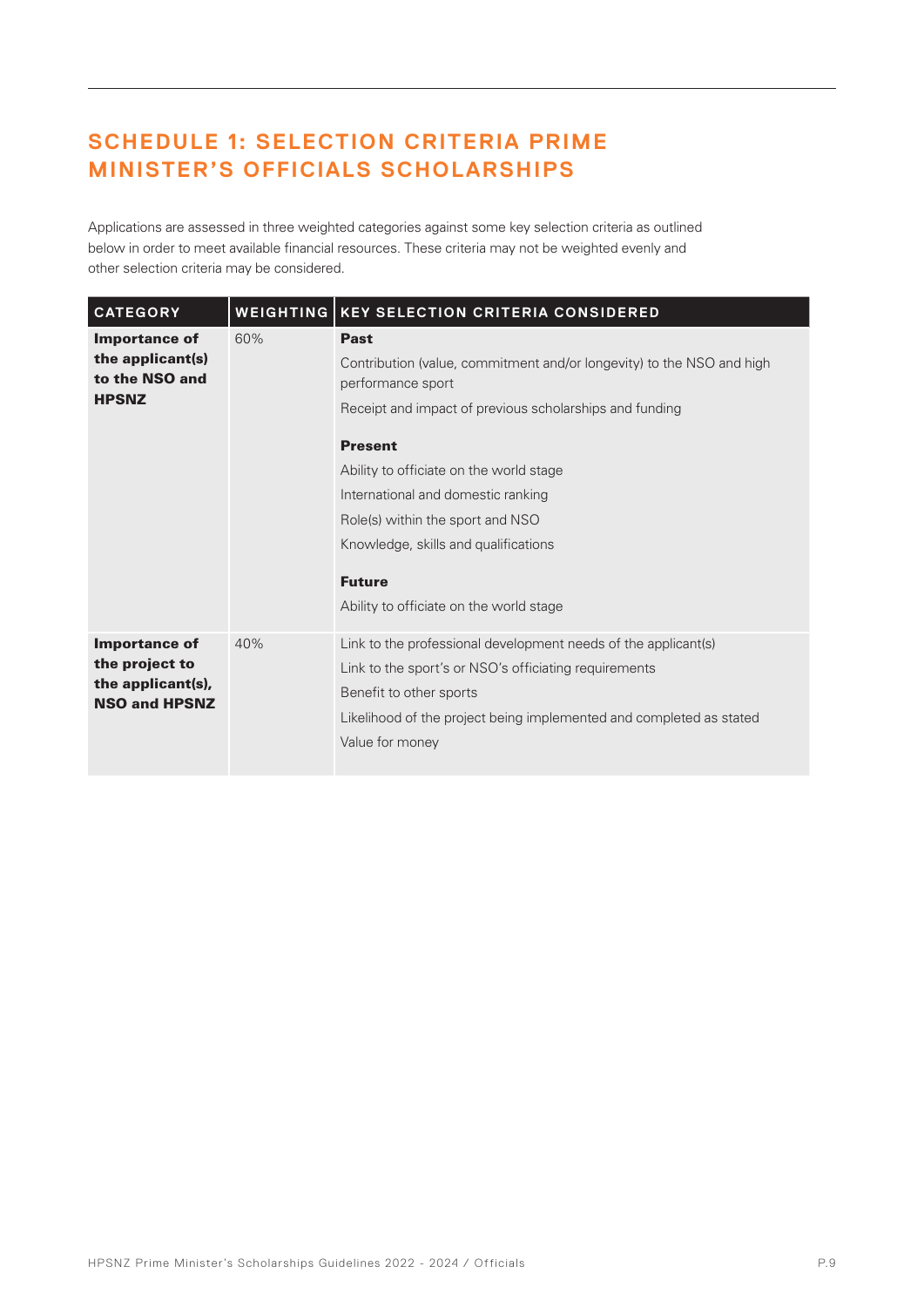## SCHEDULE 1: SELECTION CRITERIA PRIME MINISTER'S OFFICIALS SCHOLARSHIPS

Applications are assessed in three weighted categories against some key selection criteria as outlined below in order to meet available financial resources. These criteria may not be weighted evenly and other selection criteria may be considered.

| CATEGORY | WEIGHTING | KEY SELECTION CRITERIA CONSIDERED |
|---|---|---|
| **Importance of the applicant(s) to the NSO and HPSNZ** | 60% | **Past**<br>Contribution (value, commitment and/or longevity) to the NSO and high performance sport<br>Receipt and impact of previous scholarships and funding<br><br>**Present**<br>Ability to officiate on the world stage<br>International and domestic ranking<br>Role(s) within the sport and NSO<br>Knowledge, skills and qualifications<br><br>**Future**<br>Ability to officiate on the world stage |
| **Importance of the project to the applicant(s), NSO and HPSNZ** | 40% | Link to the professional development needs of the applicant(s)<br>Link to the sport's or NSO's officiating requirements<br>Benefit to other sports<br>Likelihood of the project being implemented and completed as stated<br>Value for money |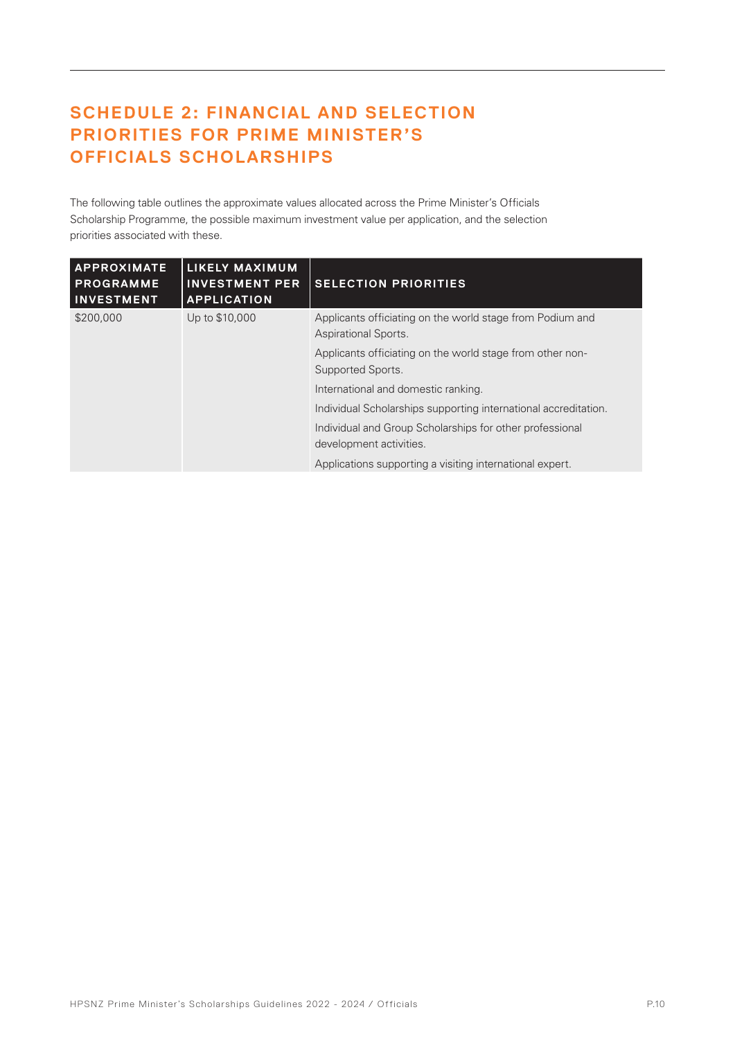# SCHEDULE 2: FINANCIAL AND SELECTION PRIORITIES FOR PRIME MINISTER'S OFFICIALS SCHOLARSHIPS

The following table outlines the approximate values allocated across the Prime Minister's Officials Scholarship Programme, the possible maximum investment value per application, and the selection priorities associated with these.

| APPROXIMATE PROGRAMME INVESTMENT | LIKELY MAXIMUM INVESTMENT PER APPLICATION | SELECTION PRIORITIES |
| --- | --- | --- |
| $200,000 | Up to $10,000 | Applicants officiating on the world stage from Podium and Aspirational Sports. |
| | | Applicants officiating on the world stage from other non-Supported Sports. |
| | | International and domestic ranking. |
| | | Individual Scholarships supporting international accreditation. |
| | | Individual and Group Scholarships for other professional development activities. |
| | | Applications supporting a visiting international expert. |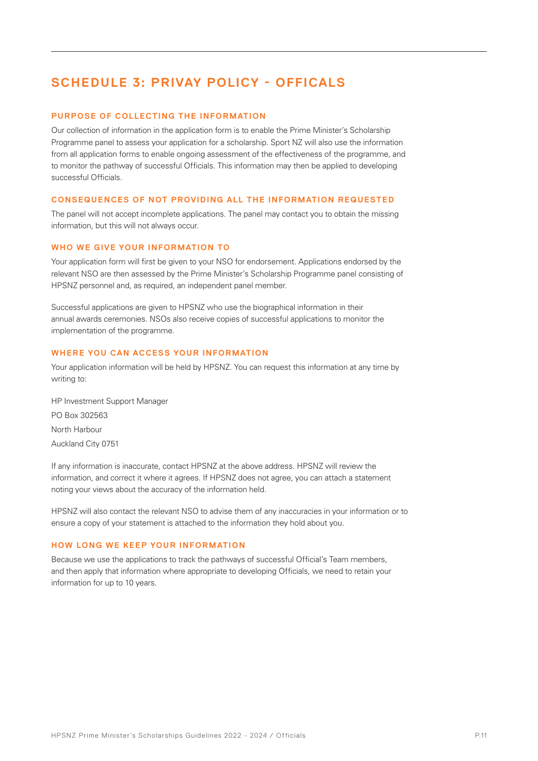# SCHEDULE 3: PRIVAY POLICY - OFFICALS

### PURPOSE OF COLLECTING THE INFORMATION

Our collection of information in the application form is to enable the Prime Minister's Scholarship Programme panel to assess your application for a scholarship. Sport NZ will also use the information from all application forms to enable ongoing assessment of the effectiveness of the programme, and to monitor the pathway of successful Officials. This information may then be applied to developing successful Officials.

### CONSEQUENCES OF NOT PROVIDING ALL THE INFORMATION REQUESTED

The panel will not accept incomplete applications. The panel may contact you to obtain the missing information, but this will not always occur.

### WHO WE GIVE YOUR INFORMATION TO

Your application form will first be given to your NSO for endorsement. Applications endorsed by the relevant NSO are then assessed by the Prime Minister's Scholarship Programme panel consisting of HPSNZ personnel and, as required, an independent panel member.

Successful applications are given to HPSNZ who use the biographical information in their annual awards ceremonies. NSOs also receive copies of successful applications to monitor the implementation of the programme.

### WHERE YOU CAN ACCESS YOUR INFORMATION

Your application information will be held by HPSNZ. You can request this information at any time by writing to:

HP Investment Support Manager

PO Box 302563

North Harbour

Auckland City 0751

If any information is inaccurate, contact HPSNZ at the above address. HPSNZ will review the information, and correct it where it agrees. If HPSNZ does not agree, you can attach a statement noting your views about the accuracy of the information held.

HPSNZ will also contact the relevant NSO to advise them of any inaccuracies in your information or to ensure a copy of your statement is attached to the information they hold about you.

### HOW LONG WE KEEP YOUR INFORMATION

Because we use the applications to track the pathways of successful Official's Team members, and then apply that information where appropriate to developing Officials, we need to retain your information for up to 10 years.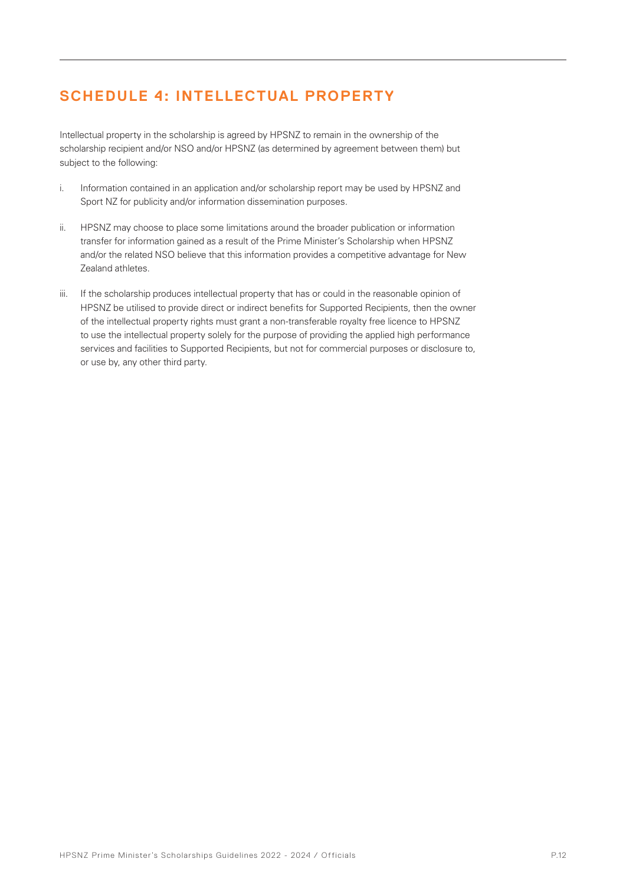## SCHEDULE 4: INTELLECTUAL PROPERTY

Intellectual property in the scholarship is agreed by HPSNZ to remain in the ownership of the scholarship recipient and/or NSO and/or HPSNZ (as determined by agreement between them) but subject to the following:

i. Information contained in an application and/or scholarship report may be used by HPSNZ and Sport NZ for publicity and/or information dissemination purposes.

ii. HPSNZ may choose to place some limitations around the broader publication or information transfer for information gained as a result of the Prime Minister's Scholarship when HPSNZ and/or the related NSO believe that this information provides a competitive advantage for New Zealand athletes.

iii. If the scholarship produces intellectual property that has or could in the reasonable opinion of HPSNZ be utilised to provide direct or indirect benefits for Supported Recipients, then the owner of the intellectual property rights must grant a non-transferable royalty free licence to HPSNZ to use the intellectual property solely for the purpose of providing the applied high performance services and facilities to Supported Recipients, but not for commercial purposes or disclosure to, or use by, any other third party.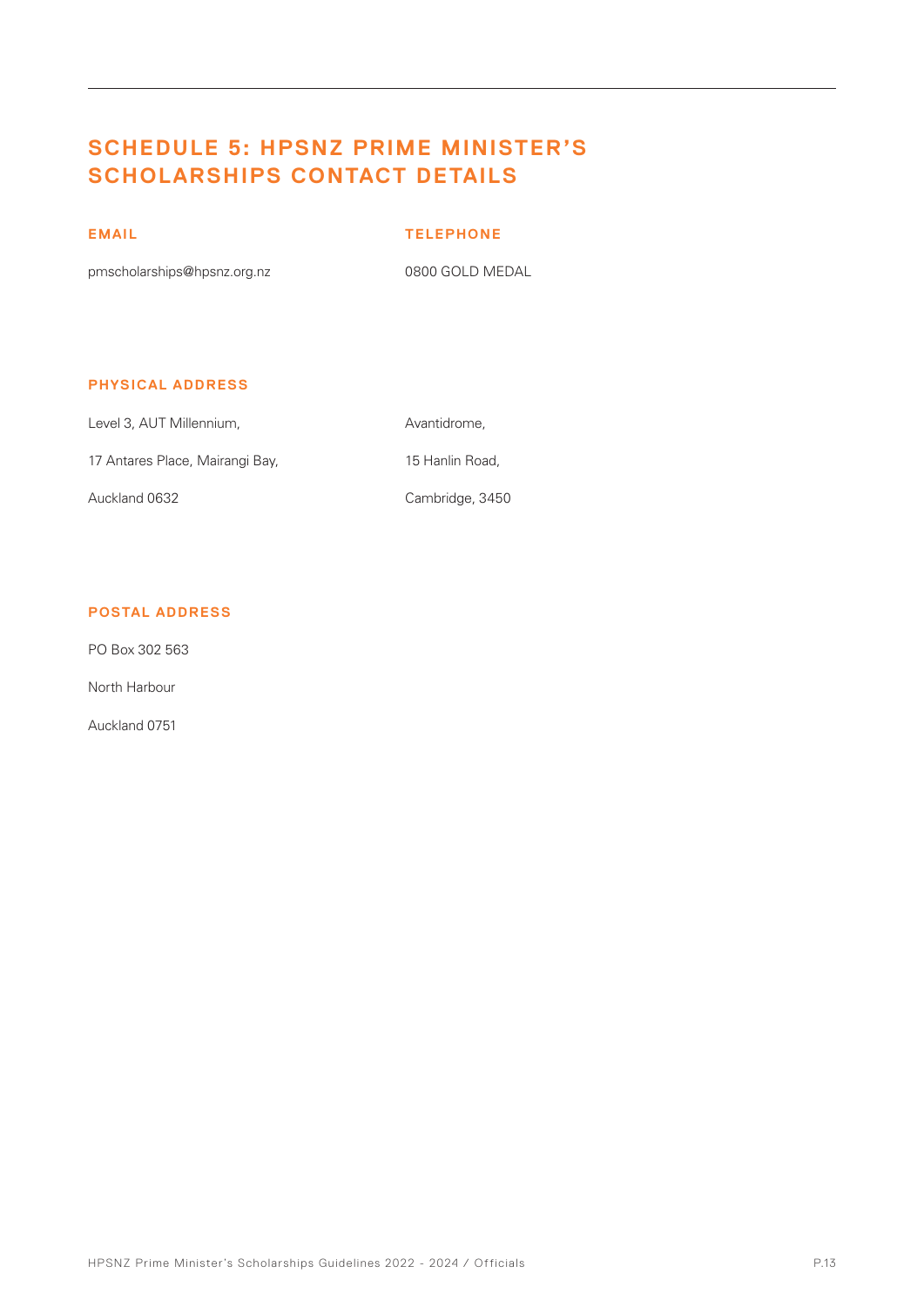# SCHEDULE 5: HPSNZ PRIME MINISTER'S SCHOLARSHIPS CONTACT DETAILS

### EMAIL

pmscholarships@hpsnz.org.nz

### TELEPHONE

0800 GOLD MEDAL

### PHYSICAL ADDRESS

Level 3, AUT Millennium,

17 Antares Place, Mairangi Bay,

Auckland 0632

Avantidrome,

15 Hanlin Road,

Cambridge, 3450

### POSTAL ADDRESS

PO Box 302 563

North Harbour

Auckland 0751